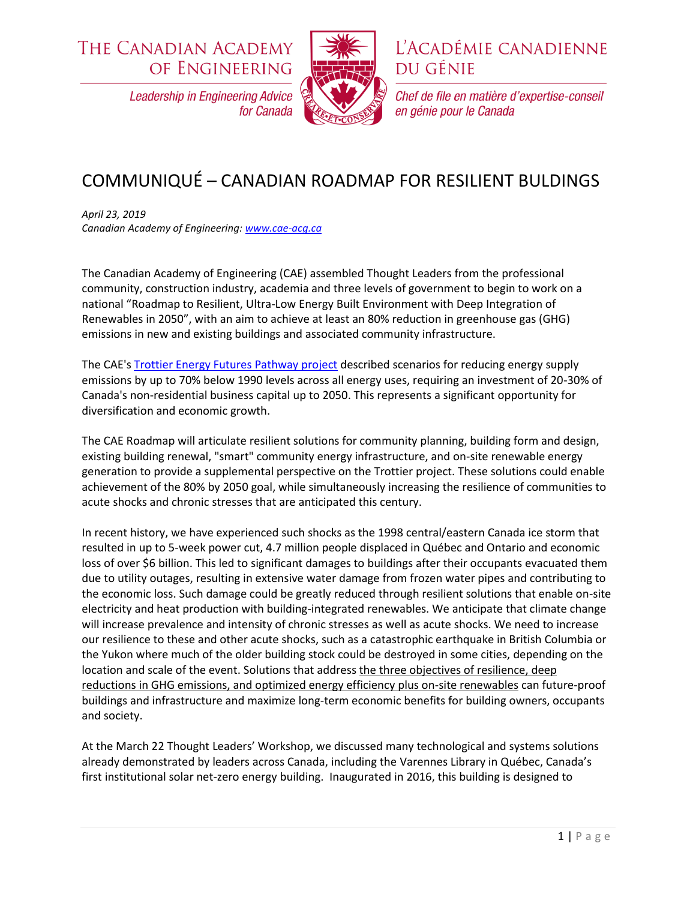THE CANADIAN ACADEMY OF ENGINEERING

*Leadership in Engineering Advice for Canada*

L'ACADÉMIE CANADIENNE DU GÉNIE

*Chef de file en matière d'expertise-conseil en génie pour le Canada*

# COMMUNIQUÉ – CANADIAN ROADMAP FOR RESILIENT BULDINGS

*April 23, 2019*
*Canadian Academy of Engineering: [www.cae-acg.ca](www.cae-acg.ca)*

The Canadian Academy of Engineering (CAE) assembled Thought Leaders from the professional community, construction industry, academia and three levels of government to begin to work on a national "Roadmap to Resilient, Ultra-Low Energy Built Environment with Deep Integration of Renewables in 2050", with an aim to achieve at least an 80% reduction in greenhouse gas (GHG) emissions in new and existing buildings and associated community infrastructure.

The CAE's [Trottier Energy Futures Pathway project](Trottier Energy Futures Pathway project) described scenarios for reducing energy supply emissions by up to 70% below 1990 levels across all energy uses, requiring an investment of 20-30% of Canada's non-residential business capital up to 2050. This represents a significant opportunity for diversification and economic growth.

The CAE Roadmap will articulate resilient solutions for community planning, building form and design, existing building renewal, "smart" community energy infrastructure, and on-site renewable energy generation to provide a supplemental perspective on the Trottier project. These solutions could enable achievement of the 80% by 2050 goal, while simultaneously increasing the resilience of communities to acute shocks and chronic stresses that are anticipated this century.

In recent history, we have experienced such shocks as the 1998 central/eastern Canada ice storm that resulted in up to 5-week power cut, 4.7 million people displaced in Québec and Ontario and economic loss of over $6 billion. This led to significant damages to buildings after their occupants evacuated them due to utility outages, resulting in extensive water damage from frozen water pipes and contributing to the economic loss. Such damage could be greatly reduced through resilient solutions that enable on-site electricity and heat production with building-integrated renewables. We anticipate that climate change will increase prevalence and intensity of chronic stresses as well as acute shocks. We need to increase our resilience to these and other acute shocks, such as a catastrophic earthquake in British Columbia or the Yukon where much of the older building stock could be destroyed in some cities, depending on the location and scale of the event. Solutions that address <u>the three objectives of resilience, deep reductions in GHG emissions, and optimized energy efficiency plus on-site renewables</u> can future-proof buildings and infrastructure and maximize long-term economic benefits for building owners, occupants and society.

At the March 22 Thought Leaders' Workshop, we discussed many technological and systems solutions already demonstrated by leaders across Canada, including the Varennes Library in Québec, Canada's first institutional solar net-zero energy building. Inaugurated in 2016, this building is designed to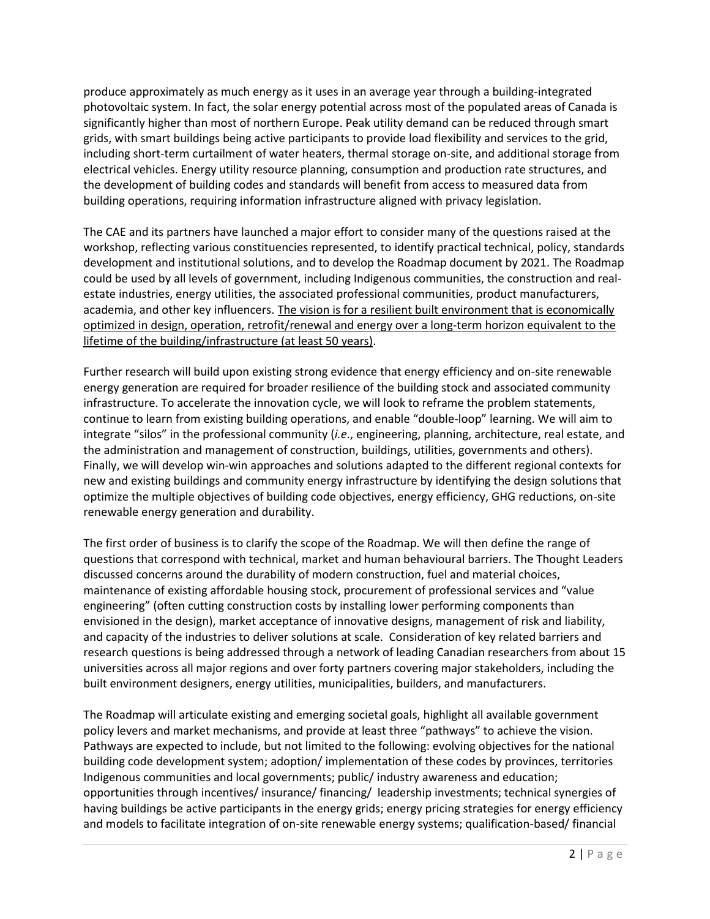produce approximately as much energy as it uses in an average year through a building-integrated photovoltaic system. In fact, the solar energy potential across most of the populated areas of Canada is significantly higher than most of northern Europe. Peak utility demand can be reduced through smart grids, with smart buildings being active participants to provide load flexibility and services to the grid, including short-term curtailment of water heaters, thermal storage on-site, and additional storage from electrical vehicles. Energy utility resource planning, consumption and production rate structures, and the development of building codes and standards will benefit from access to measured data from building operations, requiring information infrastructure aligned with privacy legislation.

The CAE and its partners have launched a major effort to consider many of the questions raised at the workshop, reflecting various constituencies represented, to identify practical technical, policy, standards development and institutional solutions, and to develop the Roadmap document by 2021. The Roadmap could be used by all levels of government, including Indigenous communities, the construction and real-estate industries, energy utilities, the associated professional communities, product manufacturers, academia, and other key influencers. <u>The vision is for a resilient built environment that is economically optimized in design, operation, retrofit/renewal and energy over a long-term horizon equivalent to the lifetime of the building/infrastructure (at least 50 years)</u>.

Further research will build upon existing strong evidence that energy efficiency and on-site renewable energy generation are required for broader resilience of the building stock and associated community infrastructure. To accelerate the innovation cycle, we will look to reframe the problem statements, continue to learn from existing building operations, and enable "double-loop" learning. We will aim to integrate "silos" in the professional community (*i.e*., engineering, planning, architecture, real estate, and the administration and management of construction, buildings, utilities, governments and others). Finally, we will develop win-win approaches and solutions adapted to the different regional contexts for new and existing buildings and community energy infrastructure by identifying the design solutions that optimize the multiple objectives of building code objectives, energy efficiency, GHG reductions, on-site renewable energy generation and durability.

The first order of business is to clarify the scope of the Roadmap. We will then define the range of questions that correspond with technical, market and human behavioural barriers. The Thought Leaders discussed concerns around the durability of modern construction, fuel and material choices, maintenance of existing affordable housing stock, procurement of professional services and "value engineering" (often cutting construction costs by installing lower performing components than envisioned in the design), market acceptance of innovative designs, management of risk and liability, and capacity of the industries to deliver solutions at scale. Consideration of key related barriers and research questions is being addressed through a network of leading Canadian researchers from about 15 universities across all major regions and over forty partners covering major stakeholders, including the built environment designers, energy utilities, municipalities, builders, and manufacturers.

The Roadmap will articulate existing and emerging societal goals, highlight all available government policy levers and market mechanisms, and provide at least three "pathways" to achieve the vision. Pathways are expected to include, but not limited to the following: evolving objectives for the national building code development system; adoption/ implementation of these codes by provinces, territories Indigenous communities and local governments; public/ industry awareness and education; opportunities through incentives/ insurance/ financing/ leadership investments; technical synergies of having buildings be active participants in the energy grids; energy pricing strategies for energy efficiency and models to facilitate integration of on-site renewable energy systems; qualification-based/ financial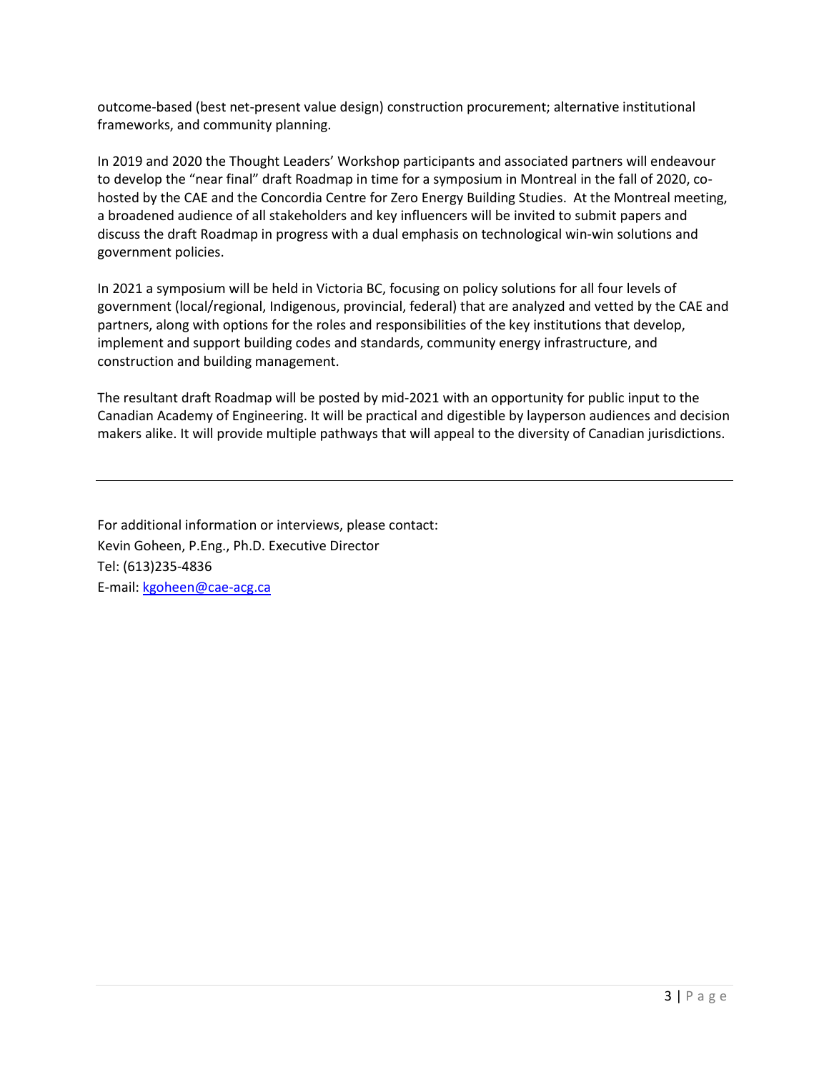outcome-based (best net-present value design) construction procurement; alternative institutional frameworks, and community planning.

In 2019 and 2020 the Thought Leaders' Workshop participants and associated partners will endeavour to develop the "near final" draft Roadmap in time for a symposium in Montreal in the fall of 2020, co-hosted by the CAE and the Concordia Centre for Zero Energy Building Studies. At the Montreal meeting, a broadened audience of all stakeholders and key influencers will be invited to submit papers and discuss the draft Roadmap in progress with a dual emphasis on technological win-win solutions and government policies.

In 2021 a symposium will be held in Victoria BC, focusing on policy solutions for all four levels of government (local/regional, Indigenous, provincial, federal) that are analyzed and vetted by the CAE and partners, along with options for the roles and responsibilities of the key institutions that develop, implement and support building codes and standards, community energy infrastructure, and construction and building management.

The resultant draft Roadmap will be posted by mid-2021 with an opportunity for public input to the Canadian Academy of Engineering. It will be practical and digestible by layperson audiences and decision makers alike. It will provide multiple pathways that will appeal to the diversity of Canadian jurisdictions.

---

For additional information or interviews, please contact:
Kevin Goheen, P.Eng., Ph.D. Executive Director
Tel: (613)235-4836
E-mail: kgoheen@cae-acg.ca